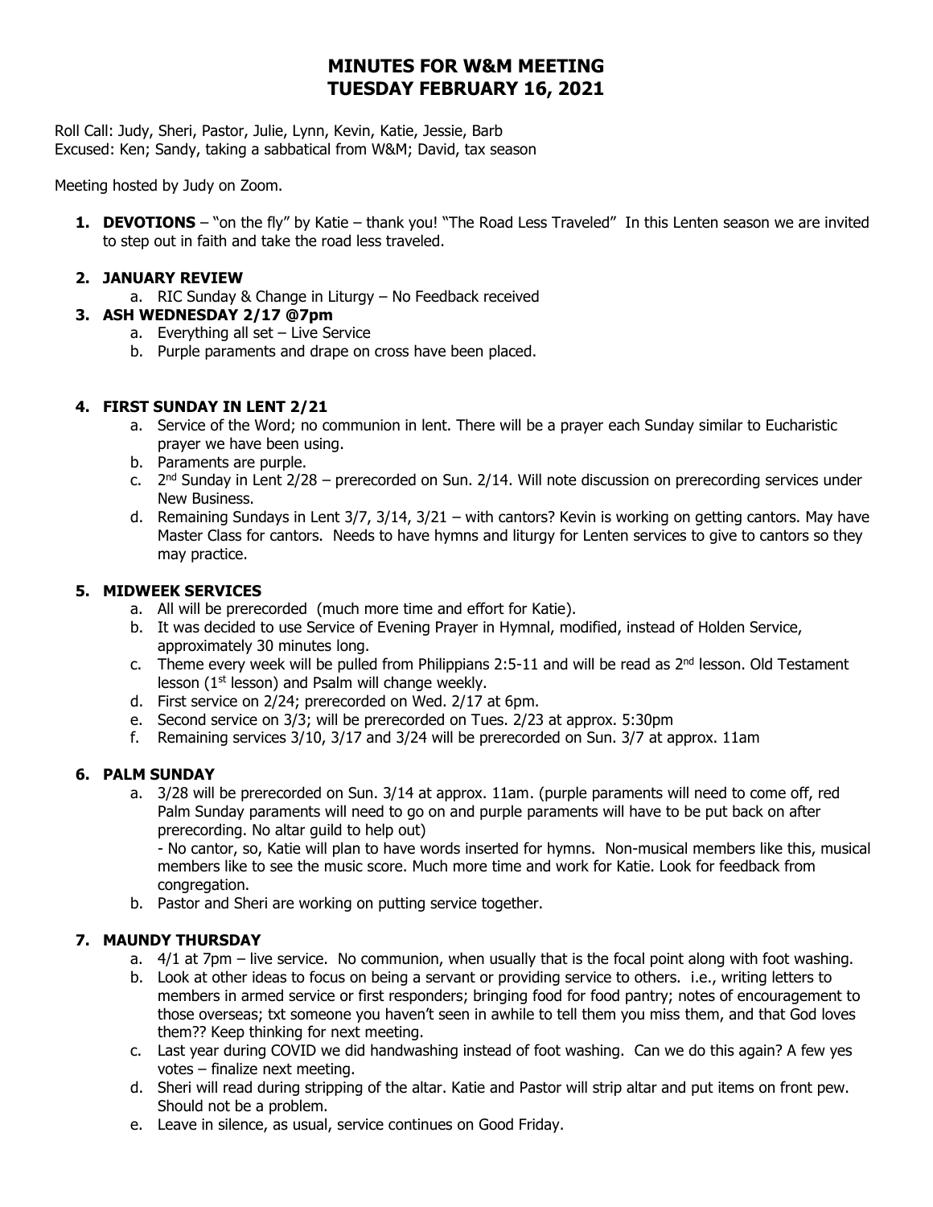# MINUTES FOR W&M MEETING
# TUESDAY FEBRUARY 16, 2021

Roll Call: Judy, Sheri, Pastor, Julie, Lynn, Kevin, Katie, Jessie, Barb
Excused: Ken; Sandy, taking a sabbatical from W&M; David, tax season

Meeting hosted by Judy on Zoom.

1. **DEVOTIONS** – "on the fly" by Katie – thank you! "The Road Less Traveled" In this Lenten season we are invited to step out in faith and take the road less traveled.

2. **JANUARY REVIEW**
   a. RIC Sunday & Change in Liturgy – No Feedback received

3. **ASH WEDNESDAY 2/17 @7pm**
   a. Everything all set – Live Service
   b. Purple paraments and drape on cross have been placed.

4. **FIRST SUNDAY IN LENT 2/21**
   a. Service of the Word; no communion in lent. There will be a prayer each Sunday similar to Eucharistic prayer we have been using.
   b. Paraments are purple.
   c. 2nd Sunday in Lent 2/28 – prerecorded on Sun. 2/14. Will note discussion on prerecording services under New Business.
   d. Remaining Sundays in Lent 3/7, 3/14, 3/21 – with cantors? Kevin is working on getting cantors. May have Master Class for cantors. Needs to have hymns and liturgy for Lenten services to give to cantors so they may practice.

5. **MIDWEEK SERVICES**
   a. All will be prerecorded (much more time and effort for Katie).
   b. It was decided to use Service of Evening Prayer in Hymnal, modified, instead of Holden Service, approximately 30 minutes long.
   c. Theme every week will be pulled from Philippians 2:5-11 and will be read as 2nd lesson. Old Testament lesson (1st lesson) and Psalm will change weekly.
   d. First service on 2/24; prerecorded on Wed. 2/17 at 6pm.
   e. Second service on 3/3; will be prerecorded on Tues. 2/23 at approx. 5:30pm
   f. Remaining services 3/10, 3/17 and 3/24 will be prerecorded on Sun. 3/7 at approx. 11am

6. **PALM SUNDAY**
   a. 3/28 will be prerecorded on Sun. 3/14 at approx. 11am. (purple paraments will need to come off, red Palm Sunday paraments will need to go on and purple paraments will have to be put back on after prerecording. No altar guild to help out)
      - No cantor, so, Katie will plan to have words inserted for hymns. Non-musical members like this, musical members like to see the music score. Much more time and work for Katie. Look for feedback from congregation.
   b. Pastor and Sheri are working on putting service together.

7. **MAUNDY THURSDAY**
   a. 4/1 at 7pm – live service. No communion, when usually that is the focal point along with foot washing.
   b. Look at other ideas to focus on being a servant or providing service to others. i.e., writing letters to members in armed service or first responders; bringing food for food pantry; notes of encouragement to those overseas; txt someone you haven't seen in awhile to tell them you miss them, and that God loves them?? Keep thinking for next meeting.
   c. Last year during COVID we did handwashing instead of foot washing. Can we do this again? A few yes votes – finalize next meeting.
   d. Sheri will read during stripping of the altar. Katie and Pastor will strip altar and put items on front pew. Should not be a problem.
   e. Leave in silence, as usual, service continues on Good Friday.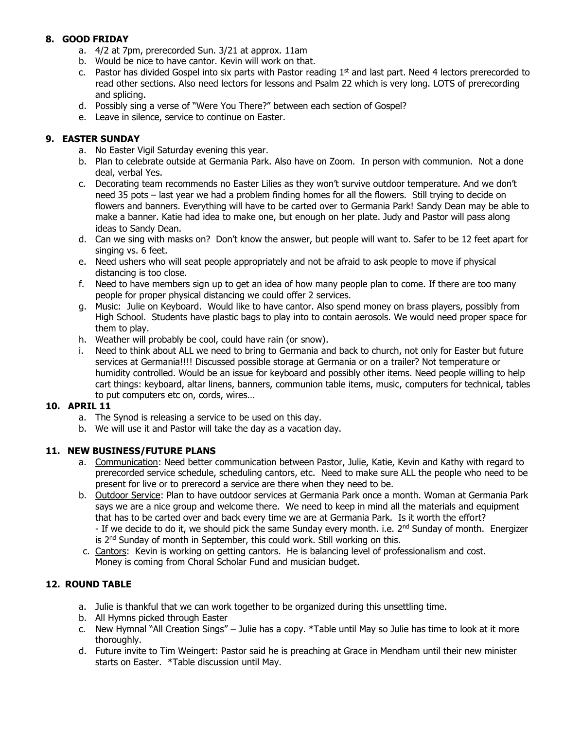## 8. GOOD FRIDAY

a. 4/2 at 7pm, prerecorded Sun. 3/21 at approx. 11am
b. Would be nice to have cantor. Kevin will work on that.
c. Pastor has divided Gospel into six parts with Pastor reading 1st and last part. Need 4 lectors prerecorded to read other sections. Also need lectors for lessons and Psalm 22 which is very long. LOTS of prerecording and splicing.
d. Possibly sing a verse of "Were You There?" between each section of Gospel?
e. Leave in silence, service to continue on Easter.

## 9. EASTER SUNDAY

a. No Easter Vigil Saturday evening this year.
b. Plan to celebrate outside at Germania Park. Also have on Zoom. In person with communion. Not a done deal, verbal Yes.
c. Decorating team recommends no Easter Lilies as they won't survive outdoor temperature. And we don't need 35 pots – last year we had a problem finding homes for all the flowers. Everything will have to be carted over to Germania Park! Still trying to decide on flowers and banners. Sandy Dean may be able to make a banner. Katie had idea to make one, but enough on her plate. Judy and Pastor will pass along ideas to Sandy Dean.
d. Can we sing with masks on? Don't know the answer, but people will want to. Safer to be 12 feet apart for singing vs. 6 feet.
e. Need ushers who will seat people appropriately and not be afraid to ask people to move if physical distancing is too close.
f. Need to have members sign up to get an idea of how many people plan to come. If there are too many people for proper physical distancing we could offer 2 services.
g. Music: Julie on Keyboard. Would like to have cantor. Also spend money on brass players, possibly from High School. Students have plastic bags to play into to contain aerosols. We would need proper space for them to play.
h. Weather will probably be cool, could have rain (or snow).
i. Need to think about ALL we need to bring to Germania and back to church, not only for Easter but future services at Germania!!!! Discussed possible storage at Germania or on a trailer? Not temperature or humidity controlled. Would be an issue for keyboard and possibly other items. Need people willing to help cart things: keyboard, altar linens, banners, communion table items, music, computers for technical, tables to put computers etc on, cords, wires…

## 10. APRIL 11

a. The Synod is releasing a service to be used on this day.
b. We will use it and Pastor will take the day as a vacation day.

## 11. NEW BUSINESS/FUTURE PLANS

a. Communication: Need better communication between Pastor, Julie, Katie, Kevin and Kathy with regard to prerecorded service schedule, scheduling cantors, etc. Need to make sure ALL the people who need to be present for live or to prerecord a service are there when they need to be.
b. Outdoor Service: Plan to have outdoor services at Germania Park once a month. Woman at Germania Park says we are a nice group and welcome there. We need to keep in mind all the materials and equipment that has to be carted over and back every time we are at Germania Park. Is it worth the effort?
   - If we decide to do it, we should pick the same Sunday every month. i.e. 2nd Sunday of month. Energizer is 2nd Sunday of month in September, this could work. Still working on this.
c. Cantors: Kevin is working on getting cantors. He is balancing level of professionalism and cost. Money is coming from Choral Scholar Fund and musician budget.

## 12. ROUND TABLE

a. Julie is thankful that we can work together to be organized during this unsettling time.
b. All Hymns picked through Easter
c. New Hymnal "All Creation Sings" – Julie has a copy. *Table until May so Julie has time to look at it more thoroughly.
d. Future invite to Tim Weingert: Pastor said he is preaching at Grace in Mendham until their new minister starts on Easter. *Table discussion until May.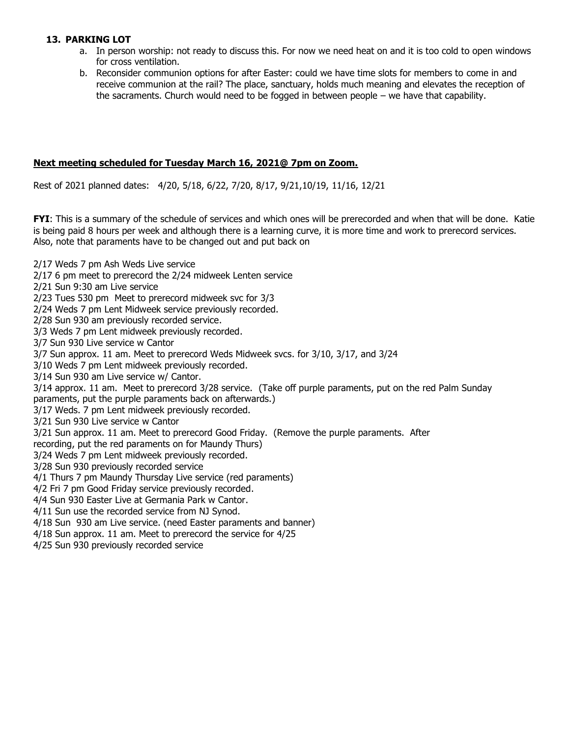## 13. PARKING LOT

a. In person worship: not ready to discuss this. For now we need heat on and it is too cold to open windows for cross ventilation.
b. Reconsider communion options for after Easter: could we have time slots for members to come in and receive communion at the rail? The place, sanctuary, holds much meaning and elevates the reception of the sacraments. Church would need to be fogged in between people – we have that capability.

**Next meeting scheduled for Tuesday March 16, 2021@ 7pm on Zoom.**

Rest of 2021 planned dates: 4/20, 5/18, 6/22, 7/20, 8/17, 9/21,10/19, 11/16, 12/21

**FYI**: This is a summary of the schedule of services and which ones will be prerecorded and when that will be done. Katie is being paid 8 hours per week and although there is a learning curve, it is more time and work to prerecord services. Also, note that paraments have to be changed out and put back on

2/17 Weds 7 pm Ash Weds Live service
2/17 6 pm meet to prerecord the 2/24 midweek Lenten service
2/21 Sun 9:30 am Live service
2/23 Tues 530 pm Meet to prerecord midweek svc for 3/3
2/24 Weds 7 pm Lent Midweek service previously recorded.
2/28 Sun 930 am previously recorded service.
3/3 Weds 7 pm Lent midweek previously recorded.
3/7 Sun 930 Live service w Cantor
3/7 Sun approx. 11 am. Meet to prerecord Weds Midweek svcs. for 3/10, 3/17, and 3/24
3/10 Weds 7 pm Lent midweek previously recorded.
3/14 Sun 930 am Live service w/ Cantor.
3/14 approx. 11 am. Meet to prerecord 3/28 service. (Take off purple paraments, put on the red Palm Sunday paraments, put the purple paraments back on afterwards.)
3/17 Weds. 7 pm Lent midweek previously recorded.
3/21 Sun 930 Live service w Cantor
3/21 Sun approx. 11 am. Meet to prerecord Good Friday. (Remove the purple paraments. After recording, put the red paraments on for Maundy Thurs)
3/24 Weds 7 pm Lent midweek previously recorded.
3/28 Sun 930 previously recorded service
4/1 Thurs 7 pm Maundy Thursday Live service (red paraments)
4/2 Fri 7 pm Good Friday service previously recorded.
4/4 Sun 930 Easter Live at Germania Park w Cantor.
4/11 Sun use the recorded service from NJ Synod.
4/18 Sun 930 am Live service. (need Easter paraments and banner)
4/18 Sun approx. 11 am. Meet to prerecord the service for 4/25
4/25 Sun 930 previously recorded service